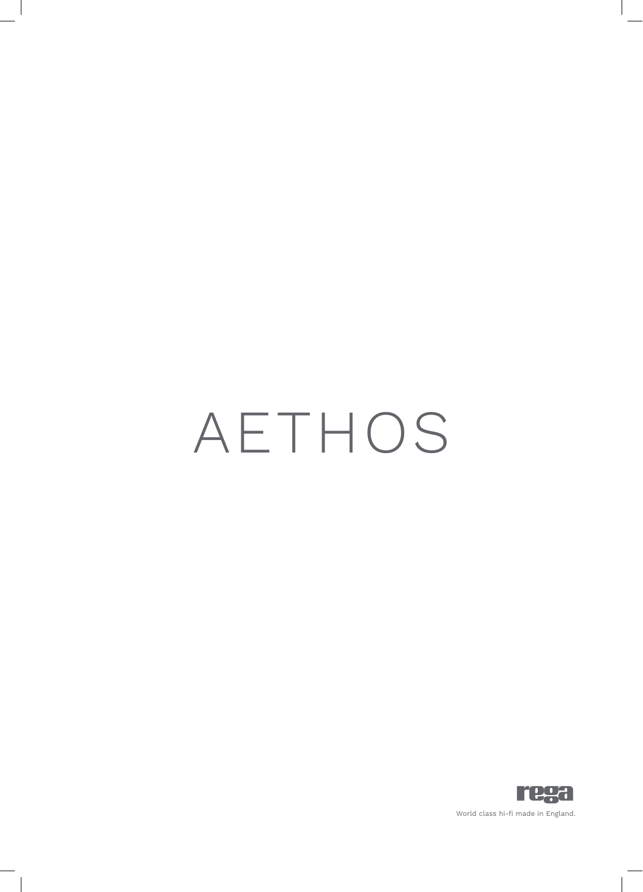# AETHOS

rega

World class hi-fi made in England.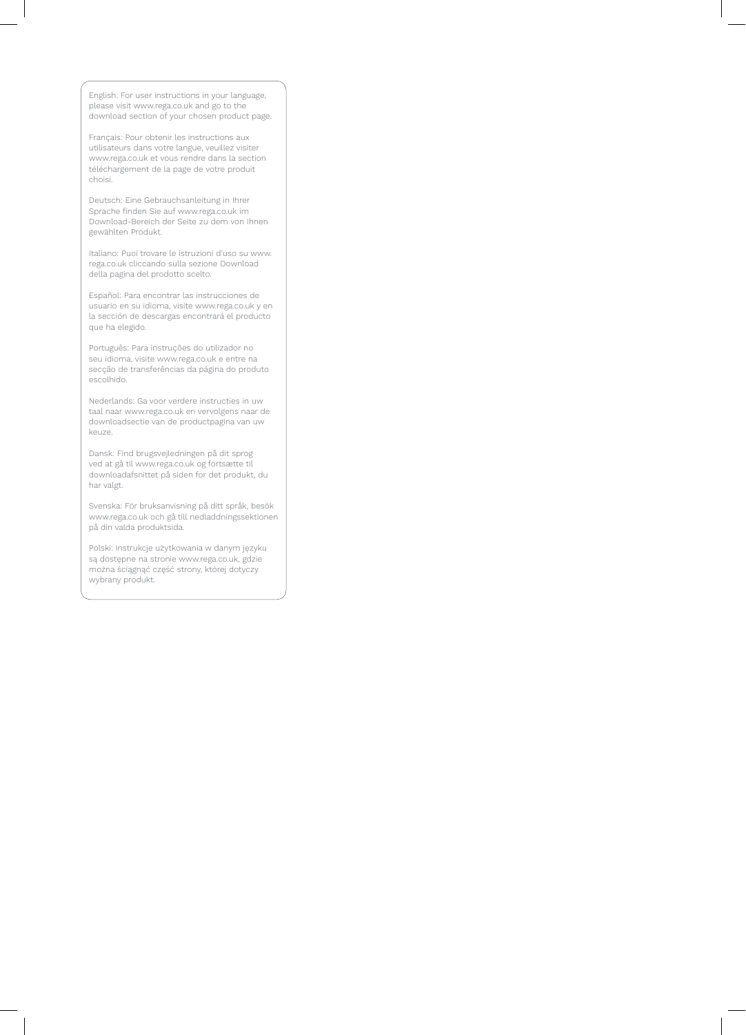English: For user instructions in your language, please visit www.rega.co.uk and go to the download section of your chosen product page.

Français: Pour obtenir les instructions aux utilisateurs dans votre langue, veuillez visiter www.rega.co.uk et vous rendre dans la section téléchargement de la page de votre produit choisi.

Deutsch: Eine Gebrauchsanleitung in Ihrer Sprache finden Sie auf www.rega.co.uk im Download-Bereich der Seite zu dem von Ihnen gewählten Produkt.

Italiano: Puoi trovare le istruzioni d'uso su www.rega.co.uk cliccando sulla sezione Download della pagina del prodotto scelto.

Español: Para encontrar las instrucciones de usuario en su idioma, visite www.rega.co.uk y en la sección de descargas encontrará el producto que ha elegido.

Português: Para instruções do utilizador no seu idioma, visite www.rega.co.uk e entre na secção de transferências da página do produto escolhido.

Nederlands: Ga voor verdere instructies in uw taal naar www.rega.co.uk en vervolgens naar de downloadsectie van de productpagina van uw keuze.

Dansk: Find brugsvejledningen på dit sprog ved at gå til www.rega.co.uk og fortsætte til downloadafsnittet på siden for det produkt, du har valgt.

Svenska: För bruksanvisning på ditt språk, besök www.rega.co.uk och gå till nedladdningssektionen på din valda produktsida.

Polski: Instrukcje użytkowania w danym języku są dostępne na stronie www.rega.co.uk, gdzie można ściągnąć część strony, której dotyczy wybrany produkt.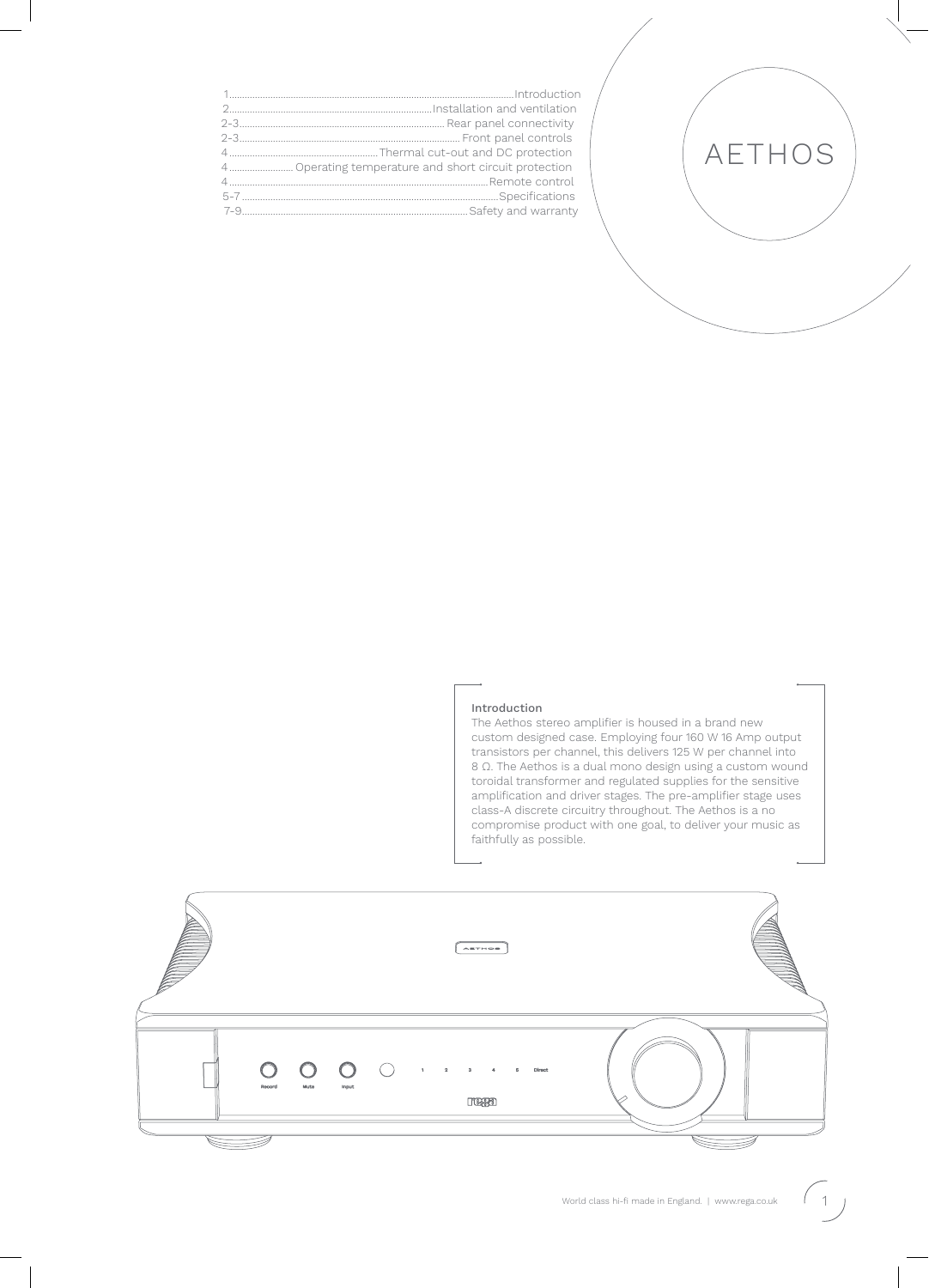# AETHOS

| Page | Section |
|---|---|
| 1 | Introduction |
| 2 | Installation and ventilation |
| 2-3 | Rear panel connectivity |
| 2-3 | Front panel controls |
| 4 | Thermal cut-out and DC protection |
| 4 | Operating temperature and short circuit protection |
| 4 | Remote control |
| 5-7 | Specifications |
| 7-9 | Safety and warranty |

## Introduction

The Aethos stereo amplifier is housed in a brand new custom designed case. Employing four 160 W 16 Amp output transistors per channel, this delivers 125 W per channel into 8 Ω. The Aethos is a dual mono design using a custom wound toroidal transformer and regulated supplies for the sensitive amplification and driver stages. The pre-amplifier stage uses class-A discrete circuitry throughout. The Aethos is a no compromise product with one goal, to deliver your music as faithfully as possible.

World class hi-fi made in England. | www.rega.co.uk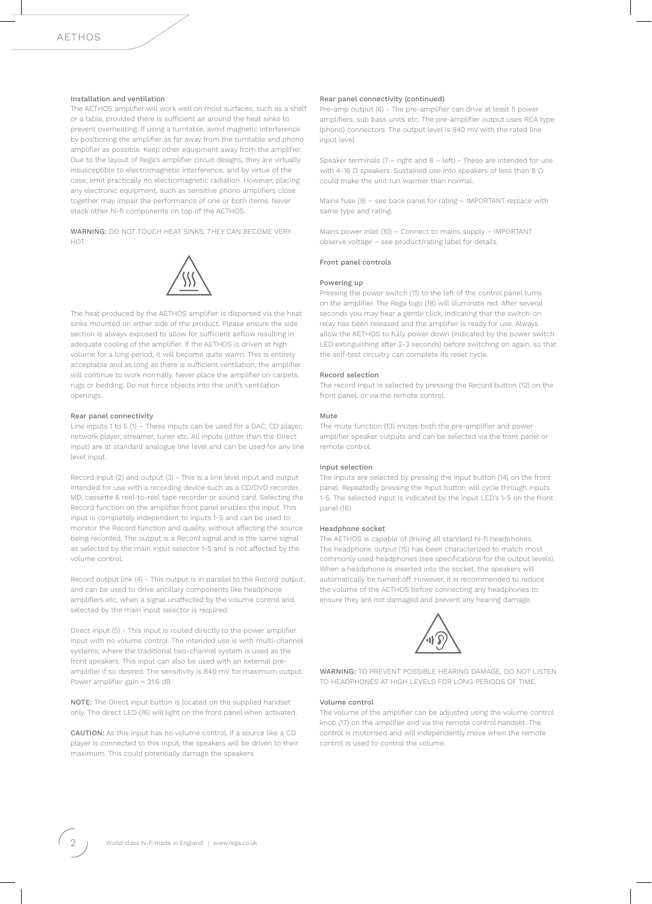### Installation and ventilation

The AETHOS amplifier will work well on most surfaces, such as a shelf or a table, provided there is sufficient air around the heat sinks to prevent overheating. If using a turntable, avoid magnetic interference by positioning the amplifier as far away from the turntable and phono amplifier as possible. Keep other equipment away from the amplifier. Due to the layout of Rega's amplifier circuit designs, they are virtually insusceptible to electromagnetic interference, and by virtue of the case, emit practically no electromagnetic radiation. However, placing any electronic equipment, such as sensitive phono amplifiers close together may impair the performance of one or both items. Never stack other hi-fi components on top of the AETHOS.

**WARNING:** DO NOT TOUCH HEAT SINKS, THEY CAN BECOME VERY HOT.

The heat produced by the AETHOS amplifier is dispersed via the heat sinks mounted on either side of the product. Please ensure the side section is always exposed to allow for sufficient airflow resulting in adequate cooling of the amplifier. If the AETHOS is driven at high volume for a long period, it will become quite warm. This is entirely acceptable and as long as there is sufficient ventilation, the amplifier will continue to work normally. Never place the amplifier on carpets, rugs or bedding. Do not force objects into the unit's ventilation openings.

### Rear panel connectivity

Line inputs 1 to 5 (1) – These inputs can be used for a DAC, CD player, network player, streamer, tuner etc. All inputs (other than the Direct input) are at standard analogue line level and can be used for any line level input.

Record input (2) and output (3) - This is a line level input and output intended for use with a recording device such as a CD/DVD recorder, MD, cassette & reel-to-reel tape recorder or sound card. Selecting the Record function on the amplifier front panel enables the input. This input is completely independent to inputs 1-5 and can be used to monitor the Record function and quality, without affecting the source being recorded. The output is a Record signal and is the same signal as selected by the main input selector 1-5 and is not affected by the volume control.

Record output link (4) - This output is in parallel to the Record output, and can be used to drive ancillary components like headphone amplifiers etc, when a signal unaffected by the volume control and selected by the main input selector is required.

Direct input (5) - This input is routed directly to the power amplifier input with no volume control. The intended use is with multi-channel systems, where the traditional two-channel system is used as the front speakers. This input can also be used with an external pre-amplifier if so desired. The sensitivity is 840 mV for maximum output. Power amplifier gain = 31.6 dB.

**NOTE:** The Direct input button is located on the supplied handset only. The direct LED (16) will light on the front panel when activated.

**CAUTION:** As this input has no volume control, if a source like a CD player is connected to this input, the speakers will be driven to their maximum. This could potentially damage the speakers.

### Rear panel connectivity (continued)

Pre-amp output (6) - The pre-amplifier can drive at least 5 power amplifiers, sub bass units etc. The pre-amplifier output uses RCA type (phono) connectors. The output level is 840 mV with the rated line input level.

Speaker terminals (7 – right and 8 – left) - These are intended for use with 4-16 Ω speakers. Sustained use into speakers of less than 8 Ω could make the unit run warmer than normal.

Mains fuse (9) – see back panel for rating – IMPORTANT replace with same type and rating.

Mains power inlet (10) – Connect to mains supply – IMPORTANT observe voltage – see product/rating label for details.

### Front panel controls

#### Powering up

Pressing the power switch (11) to the left of the control panel turns on the amplifier. The Rega logo (18) will illuminate red. After several seconds you may hear a gentle click, indicating that the switch-on relay has been released and the amplifier is ready for use. Always allow the AETHOS to fully power down (indicated by the power switch LED extinguishing after 2-3 seconds) before switching on again, so that the self-test circuitry can complete its reset cycle.

#### Record selection

The record input is selected by pressing the Record button (12) on the front panel, or via the remote control.

#### Mute

The mute function (13) mutes both the pre-amplifier and power amplifier speaker outputs and can be selected via the front panel or remote control.

#### Input selection

The inputs are selected by pressing the Input button (14) on the front panel. Repeatedly pressing the Input button will cycle through inputs 1-5. The selected input is indicated by the input LED's 1-5 on the front panel (16).

#### Headphone socket

The AETHOS is capable of driving all standard hi-fi headphones. The headphone output (15) has been characterized to match most commonly used headphones (see specifications for the output levels). When a headphone is inserted into the socket, the speakers will automatically be turned off. However, it is recommended to reduce the volume of the AETHOS before connecting any headphones to ensure they are not damaged and prevent any hearing damage.

**WARNING:** TO PREVENT POSSIBLE HEARING DAMAGE, DO NOT LISTEN TO HEADPHONES AT HIGH LEVELS FOR LONG PERIODS OF TIME.

#### Volume control

The volume of the amplifier can be adjusted using the volume control knob (17) on the amplifier and via the remote control handset. The control is motorised and will independently move when the remote control is used to control the volume.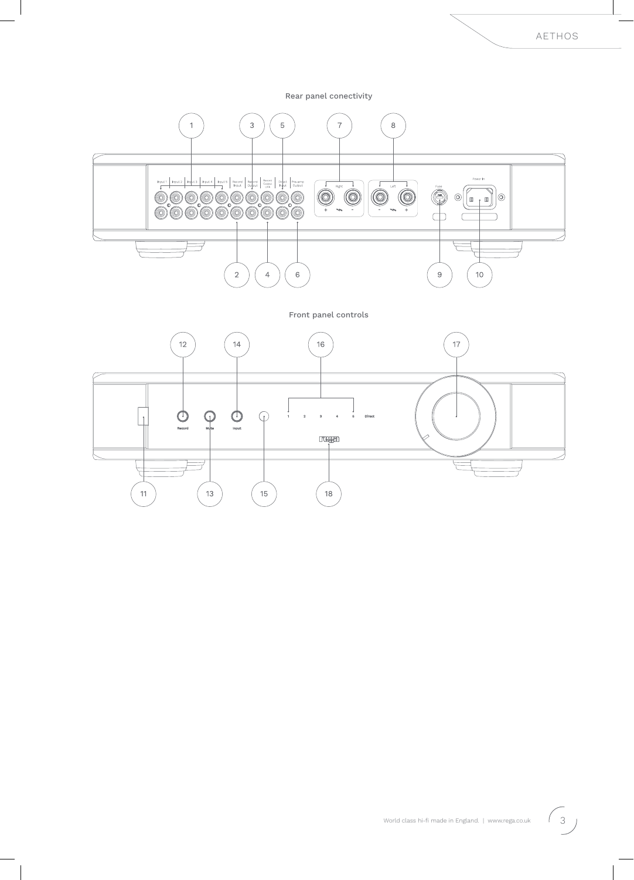Rear panel conectivity

Front panel controls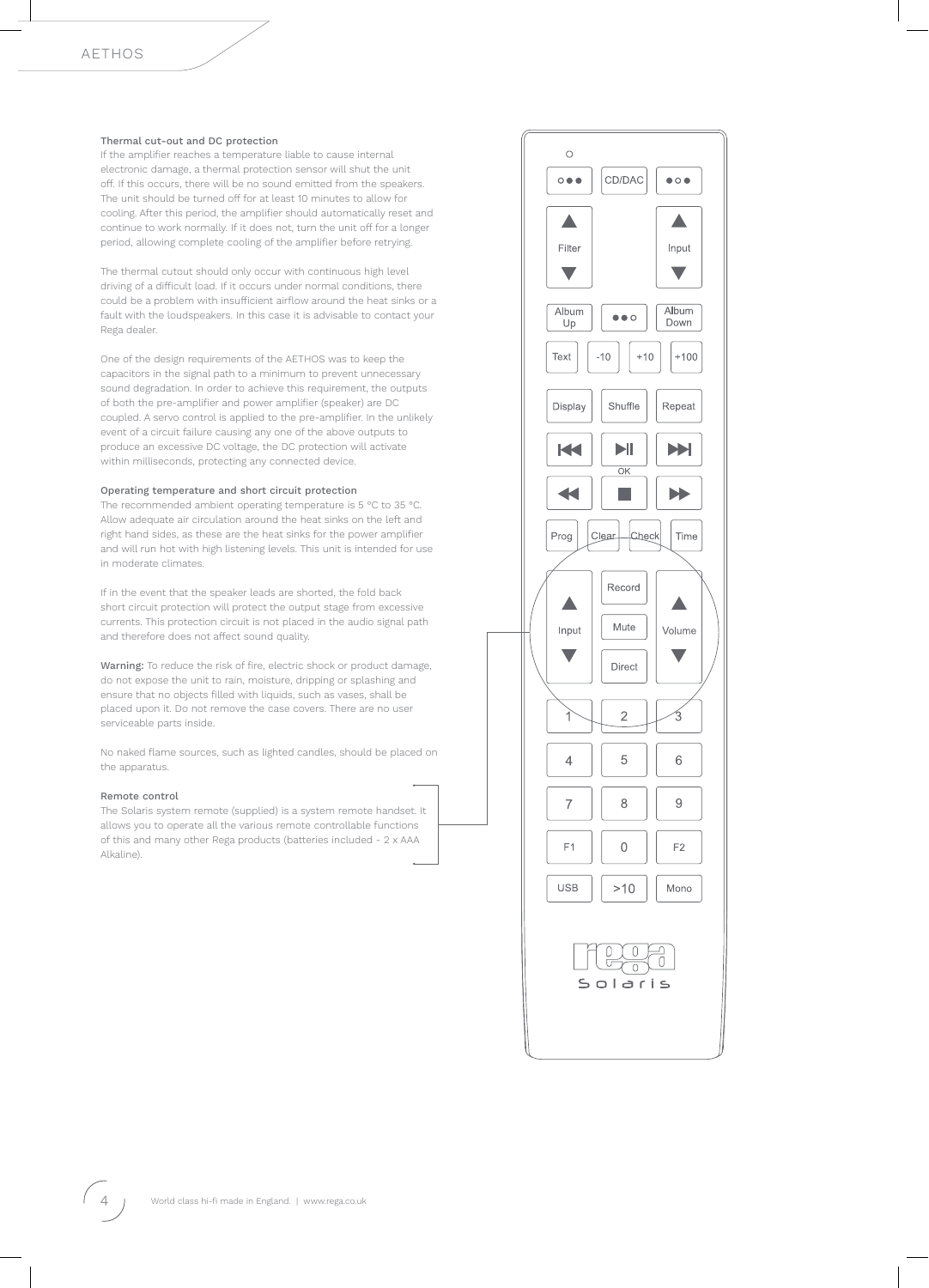### Thermal cut-out and DC protection

If the amplifier reaches a temperature liable to cause internal electronic damage, a thermal protection sensor will shut the unit off. If this occurs, there will be no sound emitted from the speakers. The unit should be turned off for at least 10 minutes to allow for cooling. After this period, the amplifier should automatically reset and continue to work normally. If it does not, turn the unit off for a longer period, allowing complete cooling of the amplifier before retrying.

The thermal cutout should only occur with continuous high level driving of a difficult load. If it occurs under normal conditions, there could be a problem with insufficient airflow around the heat sinks or a fault with the loudspeakers. In this case it is advisable to contact your Rega dealer.

One of the design requirements of the AETHOS was to keep the capacitors in the signal path to a minimum to prevent unnecessary sound degradation. In order to achieve this requirement, the outputs of both the pre-amplifier and power amplifier (speaker) are DC coupled. A servo control is applied to the pre-amplifier. In the unlikely event of a circuit failure causing any one of the above outputs to produce an excessive DC voltage, the DC protection will activate within milliseconds, protecting any connected device.

### Operating temperature and short circuit protection

The recommended ambient operating temperature is 5 °C to 35 °C. Allow adequate air circulation around the heat sinks on the left and right hand sides, as these are the heat sinks for the power amplifier and will run hot with high listening levels. This unit is intended for use in moderate climates.

If in the event that the speaker leads are shorted, the fold back short circuit protection will protect the output stage from excessive currents. This protection circuit is not placed in the audio signal path and therefore does not affect sound quality.

**Warning:** To reduce the risk of fire, electric shock or product damage, do not expose the unit to rain, moisture, dripping or splashing and ensure that no objects filled with liquids, such as vases, shall be placed upon it. Do not remove the case covers. There are no user serviceable parts inside.

No naked flame sources, such as lighted candles, should be placed on the apparatus.

### Remote control

The Solaris system remote (supplied) is a system remote handset. It allows you to operate all the various remote controllable functions of this and many other Rega products (batteries included - 2 x AAA Alkaline).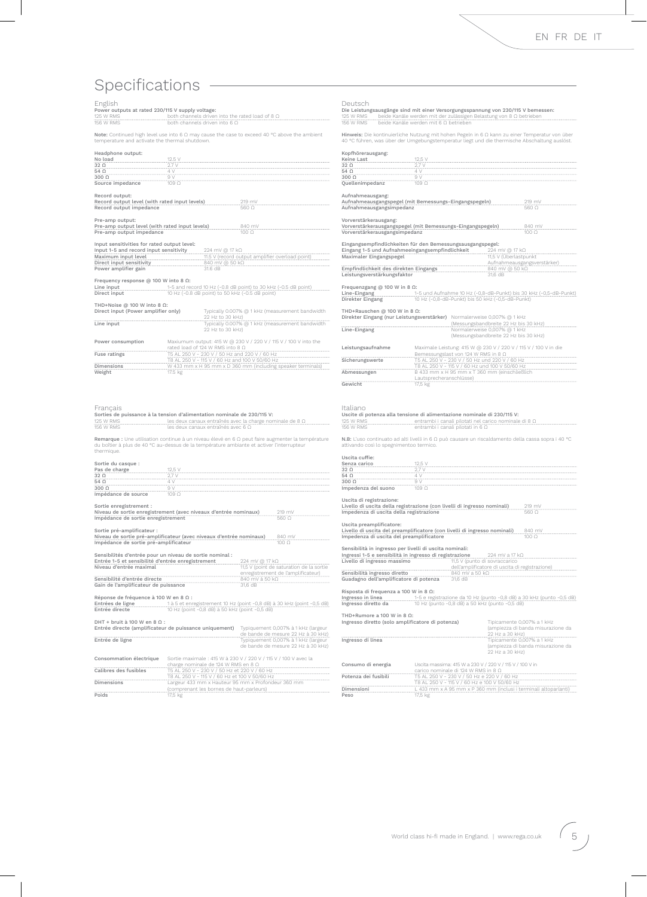# Specifications

## English

**Power outputs at rated 230/115 V supply voltage:**

| | |
|---|---|
| 125 W RMS | both channels driven into the rated load of 8 Ω |
| 156 W RMS | both channels driven into 6 Ω |

**Note:** Continued high level use into 6 Ω may cause the case to exceed 40 °C above the ambient temperature and activate the thermal shutdown.

**Headphone output:**

| | |
|---|---|
| No load | 12.5 V |
| 32 Ω | 2.7 V |
| 54 Ω | 4 V |
| 300 Ω | 9 V |
| Source impedance | 109 Ω |

**Record output:**

| | |
|---|---|
| Record output level (with rated input levels) | 219 mV |
| Record output impedance | 560 Ω |

**Pre-amp output:**

| | |
|---|---|
| Pre-amp output level (with rated input levels) | 840 mV |
| Pre-amp output impedance | 100 Ω |

**Input sensitivities for rated output level:**

| | |
|---|---|
| Input 1-5 and record input sensitivity | 224 mV @ 17 kΩ |
| Maximum input level | 11.5 V (record output amplifier overload point) |
| Direct input sensitivity | 840 mV @ 50 kΩ |
| Power amplifier gain | 31.6 dB |

**Frequency response @ 100 W into 8 Ω:**

| | |
|---|---|
| Line input | 1-5 and record 10 Hz (-0.8 dB point) to 30 kHz (-0.5 dB point) |
| Direct input | 10 Hz (-0.8 dB point) to 50 kHz (-0.5 dB point) |

**THD+Noise @ 100 W into 8 Ω:**

| | |
|---|---|
| Direct input (Power amplifier only) | Typically 0.007% @ 1 kHz (measurement bandwidth 22 Hz to 30 kHz) |
| Line input | Typically 0.007% @ 1 kHz (measurement bandwidth 22 Hz to 30 kHz) |

| | |
|---|---|
| Power consumption | Maxiumum output: 415 W @ 230 V / 220 V / 115 V / 100 V into the rated load of 124 W RMS into 8 Ω |
| Fuse ratings | T5 AL 250 V - 230 V / 50 Hz and 220 V / 60 Hz<br>T8 AL 250 V - 115 V / 60 Hz and 100 V 50/60 Hz |
| Dimensions | W 433 mm x H 95 mm x D 360 mm (including speaker terminals) |
| Weight | 17.5 kg |

## Français

**Sorties de puissance à la tension d'alimentation nominale de 230/115 V:**

| | |
|---|---|
| 125 W RMS | les deux canaux entraînés avec la charge nominale de 8 Ω |
| 156 W RMS | les deux canaux entraînés avec 6 Ω |

**Remarque :** Une utilisation continue à un niveau élevé en 6 Ω peut faire augmenter la température du boîtier à plus de 40 °C au-dessus de la température ambiante et activer l'interrupteur thermique.

**Sortie du casque :**

| | |
|---|---|
| Pas de charge | 12,5 V |
| 32 Ω | 2,7 V |
| 54 Ω | 4 V |
| 300 Ω | 9 V |
| Impédance de source | 109 Ω |

**Sortie enregistrement :**

| | |
|---|---|
| Niveau de sortie enregistrement (avec niveaux d'entrée nominaux) | 219 mV |
| Impédance de sortie enregistrement | 560 Ω |

**Sortie pré-amplificateur :**

| | |
|---|---|
| Niveau de sortie pré-amplificateur (avec niveaux d'entrée nominaux) | 840 mV |
| Impédance de sortie pré-amplificateur | 100 Ω |

**Sensibilités d'entrée pour un niveau de sortie nominal :**

| | |
|---|---|
| Entrée 1-5 et sensibilité d'entrée enregistrement | 224 mV @ 17 kΩ |
| Niveau d'entrée maximal | 11,5 V (point de saturation de la sortie enregistrement de l'amplificateur) |
| Sensibilité d'entrée directe | 840 mV à 50 kΩ |
| Gain de l'amplificateur de puissance | 31,6 dB |

**Réponse de fréquence à 100 W en 8 Ω :**

| | |
|---|---|
| Entrées de ligne | 1 à 5 et enregistrement 10 Hz (point -0,8 dB) à 30 kHz (point -0,5 dB) |
| Entrée directe | 10 Hz (point -0,8 dB) à 50 kHz (point -0,5 dB) |

**DHT + bruit à 100 W en 8 Ω :**

| | |
|---|---|
| Entrée directe (amplificateur de puissance uniquement) | Typiquement 0,007% à 1 kHz (largeur de bande de mesure 22 Hz à 30 kHz) |
| Entrée de ligne | Typiquement 0,007% à 1 kHz (largeur de bande de mesure 22 Hz à 30 kHz) |

| | |
|---|---|
| Consommation électrique | Sortie maximale : 415 W à 230 V / 220 V / 115 V / 100 V avec la charge nominale de 124 W RMS en 8 Ω |
| Calibres des fusibles | T5 AL 250 V - 230 V / 50 Hz et 220 V / 60 Hz<br>T8 AL 250 V - 115 V / 60 Hz et 100 V 50/60 Hz |
| Dimensions | Largeur 433 mm x Hauteur 95 mm x Profondeur 360 mm (comprenant les bornes de haut-parleurs) |
| Poids | 17,5 kg |

## Deutsch

**Die Leistungsausgänge sind mit einer Versorgungsspannung von 230/115 V bemessen:**

| | |
|---|---|
| 125 W RMS | beide Kanäle werden mit der zulässigen Belastung von 8 Ω betrieben |
| 156 W RMS | beide Kanäle werden mit 6 Ω betrieben |

**Hinweis:** Die kontinuierliche Nutzung mit hohen Pegeln in 6 Ω kann zu einer Temperatur von über 40 °C führen, was über der Umgebungstemperatur liegt und die thermische Abschaltung auslöst.

**Kopfhörerausgang:**

| | |
|---|---|
| Keine Last | 12,5 V |
| 32 Ω | 2,7 V |
| 54 Ω | 4 V |
| 300 Ω | 9 V |
| Quellenimpedanz | 109 Ω |

**Aufnahmeausgang:**

| | |
|---|---|
| Aufnahmeausgangspegel (mit Bemessungs-Eingangspegeln) | 219 mV |
| Aufnahmeausgangsimpedanz | 560 Ω |

**Vorverstärkerausgang:**

| | |
|---|---|
| Vorverstärkerausgangspegel (mit Bemessungs-Eingangspegeln) | 840 mV |
| Vorverstärkerausgangsimpedanz | 100 Ω |

**Eingangsempfindlichkeiten für den Bemessungsausgangspegel:**

| | |
|---|---|
| Eingang 1-5 und Aufnahmeeingangsempfindlichkeit | 224 mV @ 17 kΩ |
| Maximaler Eingangspegel | 11,5 V (Überlastpunkt Aufnahmeausgangsverstärker) |
| Empfindlichkeit des direkten Eingangs | 840 mV @ 50 kΩ |
| Leistungsverstärkungsfaktor | 31,6 dB |

**Frequenzgang @ 100 W in 8 Ω:**

| | |
|---|---|
| Line-Eingang | 1-5 und Aufnahme 10 Hz (-0,8-dB-Punkt) bis 30 kHz (-0,5-dB-Punkt) |
| Direkter Eingang | 10 Hz (-0,8-dB-Punkt) bis 50 kHz (-0,5-dB-Punkt) |

**THD+Rauschen @ 100 W in 8 Ω:**

| | |
|---|---|
| Direkter Eingang (nur Leistungsverstärker) | Normalerweise 0,007% @ 1 kHz (Messungsbandbreite 22 Hz bis 30 kHz) |
| Line-Eingang | Normalerweise 0,007% @ 1 kHz (Messungsbandbreite 22 Hz bis 30 kHz) |

| | |
|---|---|
| Leistungsaufnahme | Maximale Leistung: 415 W @ 230 V / 220 V / 115 V / 100 V in die Bemessungslast von 124 W RMS in 8 Ω |
| Sicherungswerte | T5 AL 250 V - 230 V / 50 Hz und 220 V / 60 Hz<br>T8 AL 250 V - 115 V / 60 Hz und 100 V 50/60 Hz |
| Abmessungen | B 433 mm x H 95 mm x T 360 mm (einschließlich Lautsprecheranschlüsse) |
| Gewicht | 17,5 kg |

## Italiano

**Uscite di potenza alla tensione di alimentazione nominale di 230/115 V:**

| | |
|---|---|
| 125 W RMS | entrambi i canali pilotati nel carico nominale di 8 Ω |
| 156 W RMS | entrambi i canali pilotati in 6 Ω |

**N.B:** L'uso continuato ad alti livelli in 6 Ω può causare un riscaldamento della cassa sopra i 40 °C attivando così lo spegnimentoo termico.

**Uscita cuffie:**

| | |
|---|---|
| Senza carico | 12,5 V |
| 32 Ω | 2,7 V |
| 54 Ω | 4 V |
| 300 Ω | 9 V |
| Impedenza del suono | 109 Ω |

**Uscita di registrazione:**

| | |
|---|---|
| Livello di uscita della registrazione (con livelli di ingresso nominali) | 219 mV |
| Impedenza di uscita della registrazione | 560 Ω |

**Uscita preamplificatore:**

| | |
|---|---|
| Livello di uscita del preamplificatore (con livelli di ingresso nominali) | 840 mV |
| Impedenza di uscita del preamplificatore | 100 Ω |

**Sensibilità in ingresso per livelli di uscita nominali:**

| | |
|---|---|
| Ingressi 1-5 e sensibilità in ingresso di registrazione | 224 mV a 17 kΩ |
| Livello di ingresso massimo | 11,5 V (punto di sovraccarico dell'amplificatore di uscita di registrazione) |
| Sensibilità ingresso diretto | 840 mV a 50 kΩ |
| Guadagno dell'amplificatore di potenza | 31,6 dB |

**Risposta di frequenza a 100 W in 8 Ω:**

| | |
|---|---|
| Ingresso in linea | 1-5 e registrazione da 10 Hz (punto -0,8 dB) a 30 kHz (punto -0,5 dB) |
| Ingresso diretto da | 10 Hz (punto -0,8 dB) a 50 kHz (punto -0,5 dB) |

**THD+Rumore a 100 W in 8 Ω:**

| | |
|---|---|
| Ingresso diretto (solo amplificatore di potenza) | Tipicamente 0,007% a 1 kHz (ampiezza di banda misurazione da 22 Hz a 30 kHz) |
| Ingresso di linea | Tipicamente 0,007% a 1 kHz (ampiezza di banda misurazione da 22 Hz a 30 kHz) |

| | |
|---|---|
| Consumo di energia | Uscita massima: 415 W a 230 V / 220 V / 115 V / 100 V in carico nominale di 124 W RMS in 8 Ω |
| Potenza dei fusibili | T5 AL 250 V - 230 V / 50 Hz e 220 V / 60 Hz<br>T8 AL 250 V - 115 V / 60 Hz e 100 V 50/60 Hz |
| Dimensioni | L 433 mm x A 95 mm x P 360 mm (inclusi i terminali altoparlanti) |
| Peso | 17,5 kg |

World class hi-fi made in England. | www.rega.co.uk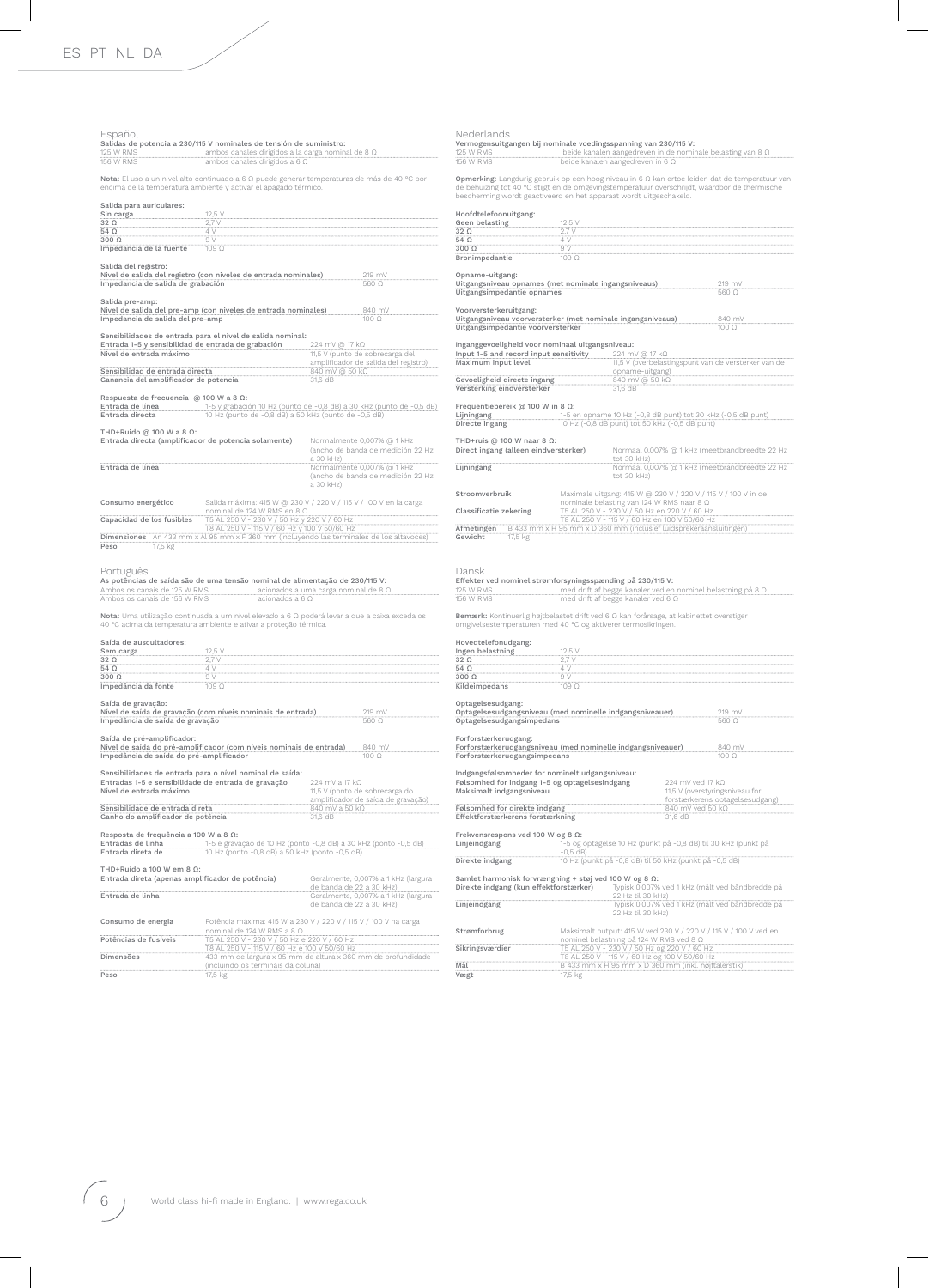## Español

Salidas de potencia a 230/115 V nominales de tensión de suministro:

| | |
|---|---|
| 125 W RMS | ambos canales dirigidos a la carga nominal de 8 Ω |
| 156 W RMS | ambos canales dirigidos a 6 Ω |

**Nota:** El uso a un nivel alto continuado a 6 Ω puede generar temperaturas de más de 40 °C por encima de la temperatura ambiente y activar el apagado térmico.

Salida para auriculares:

| | |
|---|---|
| Sin carga | 12,5 V |
| 32 Ω | 2,7 V |
| 54 Ω | 4 V |
| 300 Ω | 9 V |
| Impedancia de la fuente | 109 Ω |

Salida del registro:

| | |
|---|---|
| Nivel de salida del registro (con niveles de entrada nominales) | 219 mV |
| Impedancia de salida de grabación | 560 Ω |

Salida pre-amp:

| | |
|---|---|
| Nivel de salida del pre-amp (con niveles de entrada nominales) | 840 mV |
| Impedancia de salida del pre-amp | 100 Ω |

Sensibilidades de entrada para el nivel de salida nominal:

| | |
|---|---|
| Entrada 1-5 y sensibilidad de entrada de grabación | 224 mV @ 17 kΩ |
| Nivel de entrada máximo | 11,5 V (punto de sobrecarga del amplificador de salida del registro) |
| Sensibilidad de entrada directa | 840 mV @ 50 kΩ |
| Ganancia del amplificador de potencia | 31,6 dB |

Respuesta de frecuencia @ 100 W a 8 Ω:

| | |
|---|---|
| Entrada de línea | 1-5 y grabación 10 Hz (punto de -0,8 dB) a 30 kHz (punto de -0,5 dB) |
| Entrada directa | 10 Hz (punto de -0,8 dB) a 50 kHz (punto de -0,5 dB) |

THD+Ruido @ 100 W a 8 Ω:

| | |
|---|---|
| Entrada directa (amplificador de potencia solamente) | Normalmente 0,007% @ 1 kHz (ancho de banda de medición 22 Hz a 30 kHz) |
| Entrada de línea | Normalmente 0,007% @ 1 kHz (ancho de banda de medición 22 Hz a 30 kHz) |

| | |
|---|---|
| Consumo energético | Salida máxima: 415 W @ 230 V / 220 V / 115 V / 100 V en la carga nominal de 124 W RMS en 8 Ω |
| Capacidad de los fusibles | T5 AL 250 V - 230 V / 50 Hz y 220 V / 60 Hz<br>T8 AL 250 V - 115 V / 60 Hz y 100 V 50/60 Hz |
| Dimensiones | An 433 mm x Al 95 mm x F 360 mm (incluyendo las terminales de los altavoces) |
| Peso | 17,5 kg |

## Português

As potências de saída são de uma tensão nominal de alimentação de 230/115 V:

| | |
|---|---|
| Ambos os canais de 125 W RMS | acionados a uma carga nominal de 8 Ω |
| Ambos os canais de 156 W RMS | acionados a 6 Ω |

**Nota:** Uma utilização continuada a um nível elevado a 6 Ω poderá levar a que a caixa exceda os 40 °C acima da temperatura ambiente e ativar a proteção térmica.

Saída de auscultadores:

| | |
|---|---|
| Sem carga | 12,5 V |
| 32 Ω | 2,7 V |
| 54 Ω | 4 V |
| 300 Ω | 9 V |
| Impedância da fonte | 109 Ω |

Saída de gravação:

| | |
|---|---|
| Nível de saída de gravação (com níveis nominais de entrada) | 219 mV |
| Impedância de saída de gravação | 560 Ω |

Saída de pré-amplificador:

| | |
|---|---|
| Nível de saída do pré-amplificador (com níveis nominais de entrada) | 840 mV |
| Impedância de saída do pré-amplificador | 100 Ω |

Sensibilidades de entrada para o nível nominal de saída:

| | |
|---|---|
| Entradas 1-5 e sensibilidade de entrada de gravação | 224 mV a 17 kΩ |
| Nível de entrada máximo | 11,5 V (ponto de sobrecarga do amplificador de saída de gravação) |
| Sensibilidade de entrada direta | 840 mV a 50 kΩ |
| Ganho do amplificador de potência | 31,6 dB |

Resposta de frequência a 100 W a 8 Ω:

| | |
|---|---|
| Entradas de linha | 1-5 e gravação de 10 Hz (ponto -0,8 dB) a 30 kHz (ponto -0,5 dB) |
| Entrada direta de | 10 Hz (ponto -0,8 dB) a 50 kHz (ponto -0,5 dB) |

THD+Ruído a 100 W em 8 Ω:

| | |
|---|---|
| Entrada direta (apenas amplificador de potência) | Geralmente, 0,007% a 1 kHz (largura de banda de 22 a 30 kHz) |
| Entrada de linha | Geralmente, 0,007% a 1 kHz (largura de banda de 22 a 30 kHz) |

| | |
|---|---|
| Consumo de energia | Potência máxima: 415 W a 230 V / 220 V / 115 V / 100 V na carga nominal de 124 W RMS a 8 Ω |
| Potências de fusíveis | T5 AL 250 V - 230 V / 50 Hz e 220 V / 60 Hz<br>T8 AL 250 V - 115 V / 60 Hz e 100 V 50/60 Hz |
| Dimensões | 433 mm de largura x 95 mm de altura x 360 mm de profundidade (incluindo os terminais da coluna) |
| Peso | 17,5 kg |

## Nederlands

Vermogensuitgangen bij nominale voedingsspanning van 230/115 V:

| | |
|---|---|
| 125 W RMS | beide kanalen aangedreven in de nominale belasting van 8 Ω |
| 156 W RMS | beide kanalen aangedreven in 6 Ω |

**Opmerking:** Langdurig gebruik op een hoog niveau in 6 Ω kan ertoe leiden dat de temperatuur van de behuizing tot 40 °C stijgt en de omgevingstemperatuur overschrijdt, waardoor de thermische bescherming wordt geactiveerd en het apparaat wordt uitgeschakeld.

Hoofdtelefoonuitgang:

| | |
|---|---|
| Geen belasting | 12,5 V |
| 32 Ω | 2,7 V |
| 54 Ω | 4 V |
| 300 Ω | 9 V |
| Bronimpedantie | 109 Ω |

Opname-uitgang:

| | |
|---|---|
| Uitgangsniveau opnames (met nominale ingangsniveaus) | 219 mV |
| Uitgangsimpedantie opnames | 560 Ω |

Voorversterkeruitgang:

| | |
|---|---|
| Uitgangsniveau voorversterker (met nominale ingangsniveaus) | 840 mV |
| Uitgangsimpedantie voorversterker | 100 Ω |

Inganggevoeligheid voor nominaal uitgangsniveau:

| | |
|---|---|
| Input 1-5 and record input sensitivity | 224 mV @ 17 kΩ |
| Maximum input level | 11,5 V (overbelastingspunt van de versterker van de opname-uitgang) |
| Gevoeligheid directe ingang | 840 mV @ 50 kΩ |
| Versterking eindversterker | 31,6 dB |

Frequentiebereik @ 100 W in 8 Ω:

| | |
|---|---|
| Lijningang | 1-5 en opname 10 Hz (-0,8 dB punt) tot 30 kHz (-0,5 dB punt) |
| Directe ingang | 10 Hz (-0,8 dB punt) tot 50 kHz (-0,5 dB punt) |

THD+ruis @ 100 W naar 8 Ω:

| | |
|---|---|
| Direct ingang (alleen eindversterker) | Normaal 0,007% @ 1 kHz (meetbrandbreedte 22 Hz tot 30 kHz) |
| Lijningang | Normaal 0,007% @ 1 kHz (meetbrandbreedte 22 Hz tot 30 kHz) |

| | |
|---|---|
| Stroomverbruik | Maximale uitgang: 415 W @ 230 V / 220 V / 115 V / 100 V in de nominale belasting van 124 W RMS naar 8 Ω |
| Classificatie zekering | T5 AL 250 V - 230 V / 50 Hz en 220 V / 60 Hz<br>T8 AL 250 V - 115 V / 60 Hz en 100 V 50/60 Hz |
| Afmetingen | B 433 mm x H 95 mm x D 360 mm (inclusief luidsprekeraansluitingen) |
| Gewicht | 17,5 kg |

## Dansk

Effekter ved nominel strømforsyningsspænding på 230/115 V:

| | |
|---|---|
| 125 W RMS | med drift af begge kanaler ved en nominel belastning på 8 Ω |
| 156 W RMS | med drift af begge kanaler ved 6 Ω |

**Bemærk:** Kontinuerlig højtbelastet drift ved 6 Ω kan forårsage, at kabinettet overstiger omgivelsestemperaturen med 40 °C og aktiverer termosikringen.

Hovedtelefonudgang:

| | |
|---|---|
| Ingen belastning | 12,5 V |
| 32 Ω | 2,7 V |
| 54 Ω | 4 V |
| 300 Ω | 9 V |
| Kildeimpedans | 109 Ω |

Optagelsesudgang:

| | |
|---|---|
| Optagelsesudgangsniveau (med nominelle indgangsniveauer) | 219 mV |
| Optagelsesudgangsimpedans | 560 Ω |

Forforstærkerudgang:

| | |
|---|---|
| Forforstærkerudgangsniveau (med nominelle indgangsniveauer) | 840 mV |
| Forforstærkerudgangsimpedans | 100 Ω |

Indgangsfølsomheder for nominelt udgangsniveau:

| | |
|---|---|
| Følsomhed for indgang 1-5 og optagelsesindgang | 224 mV ved 17 kΩ |
| Maksimalt indgangsniveau | 11,5 V (overstyringsniveau for forstærkerens optagelsesudgang) |
| Følsomhed for direkte indgang | 840 mV ved 50 kΩ |
| Effektforstærkerens forstærkning | 31,6 dB |

Frekvensrespons ved 100 W og 8 Ω:

| | |
|---|---|
| Linjeindgang | 1-5 og optagelse 10 Hz (punkt på -0,8 dB) til 30 kHz (punkt på -0,5 dB) |
| Direkte indgang | 10 Hz (punkt på -0,8 dB) til 50 kHz (punkt på -0,5 dB) |

Samlet harmonisk forvrængning + støj ved 100 W og 8 Ω:

| | |
|---|---|
| Direkte indgang (kun effektforstærker) | Typisk 0,007% ved 1 kHz (målt ved båndbredde på 22 Hz til 30 kHz) |
| Linjeindgang | Typisk 0,007% ved 1 kHz (målt ved båndbredde på 22 Hz til 30 kHz) |

| | |
|---|---|
| Strømforbrug | Maksimalt output: 415 W ved 230 V / 220 V / 115 V / 100 V ved en nominel belastning på 124 W RMS ved 8 Ω |
| Sikringsværdier | T5 AL 250 V - 230 V / 50 Hz og 220 V / 60 Hz<br>T8 AL 250 V - 115 V / 60 Hz og 100 V 50/60 Hz |
| Mål | B 433 mm x H 95 mm x D 360 mm (inkl. højttalerstik) |
| Vægt | 17,5 kg |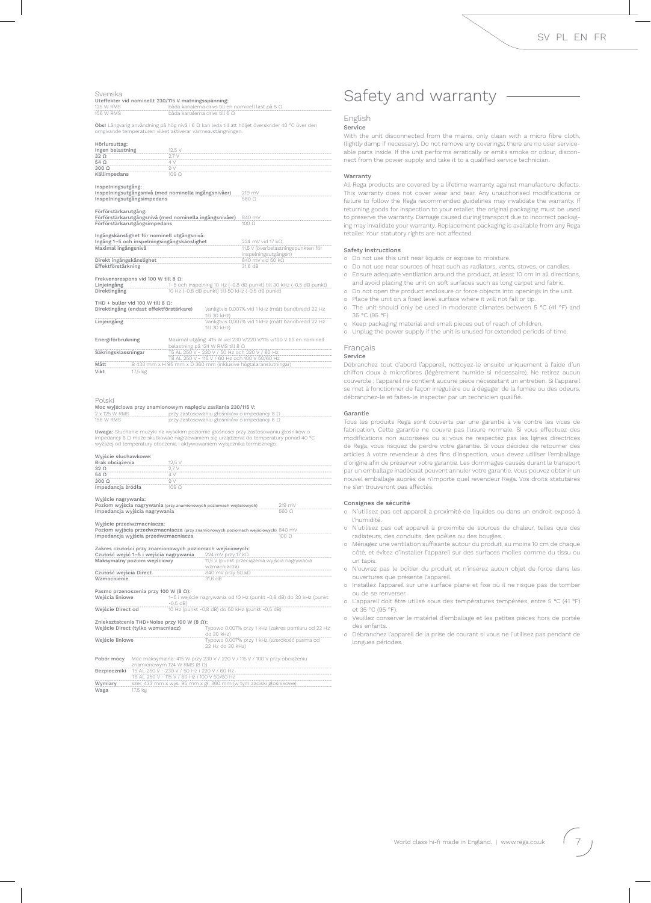## Svenska

**Uteffekter vid nominellt 230/115 V matningsspänning:**

| | |
|---|---|
| 125 W RMS | båda kanalerna drivs till en nominell last på 8 Ω |
| 156 W RMS | båda kanalerna drivs till 6 Ω |

**Obs!** Långvarig användning på hög nivå i 6 Ω kan leda till att höljet överskrider 40 °C över den omgivande temperaturen vilket aktiverar värmeavstängningen.

**Hörlursuttag:**

| | |
|---|---|
| **Ingen belastning** | 12,5 V |
| **32 Ω** | 2,7 V |
| **64 Ω** | 4 V |
| **300 Ω** | 9 V |
| **Källimpedans** | 109 Ω |

**Inspelningsutgång:**

| | |
|---|---|
| **Inspelningsutgångsnivå (med nominella ingångsnivåer)** | 219 mV |
| **Inspelningsutgångsimpedans** | 560 Ω |

**Förförstärkarutgång:**

| | |
|---|---|
| **Förförstärkarutgångsnivå (med nominella ingångsnivåer)** | 840 mV |
| **Förförstärkarutgångsimpedans** | 100 Ω |

**Ingångskänslighet för nominell utgångsnivå:**

| | |
|---|---|
| **Ingång 1–5 och inspelningsingångskänslighet** | 224 mV vid 17 kΩ |
| **Maximal ingångsnivå** | 11,5 V (överbelastningspunkten för inspelningsutgången) |
| **Direkt ingångskänslighet** | 840 mV vid 50 kΩ |
| **Effektförstärkning** | 31,6 dB |

**Frekvensrespons vid 100 W till 8 Ω:**

| | |
|---|---|
| **Linjeingång** | 1–5 och inspelning 10 Hz (-0,8 dB punkt) till 30 kHz (-0,5 dB punkt) |
| **Direktingång** | 10 Hz (-0,8 dB punkt) till 50 kHz (-0,5 dB punkt) |

**THD + buller vid 100 W till 8 Ω:**

| | |
|---|---|
| **Direktingång (endast effektförstärkare)** | Vanligtvis 0,007% vid 1 kHz (mätt bandbredd 22 Hz till 30 kHz) |
| **Linjeingång** | Vanligtvis 0,007% vid 1 kHz (mätt bandbredd 22 Hz till 30 kHz) |

| | |
|---|---|
| **Energiförbrukning** | Maximal utgång: 415 W vid 230 V/220 V/115 v/100 V till en nominell belastning på 124 W RMS till 8 Ω |
| **Säkringsklassningar** | T5 AL 250 V - 230 V / 50 Hz och 220 V / 60 Hz<br>T8 AL 250 V - 115 V / 60 Hz och 100 V 50/60 Hz |
| **Mått** | B 433 mm x H 95 mm x D 360 mm (inklusive högtalaranslutningar) |
| **Vikt** | 17,5 kg |

## Polski

**Moc wyjściowa przy znamionowym napięciu zasilania 230/115 V:**

| | |
|---|---|
| 2 x 125 W RMS | przy zastosowaniu głośników o impedancji 8 Ω |
| 156 W RMS | przy zastosowaniu głośników o impedancji 6 Ω |

**Uwaga:** Słuchanie muzyki na wysokim poziomie głośności przy zastosowaniu głośników o impedancji 6 Ω może skutkować nagrzewaniem się urządzenia do temperatury ponad 40 °C wyższej od temperatury otoczenia i aktywowaniem wyłącznika termicznego.

**Wyjście słuchawkowe:**

| | |
|---|---|
| **Brak obciążenia** | 12,5 V |
| **32 Ω** | 2,7 V |
| **64 Ω** | 4 V |
| **300 Ω** | 9 V |
| **Impedancja źródła** | 109 Ω |

**Wyjście nagrywania:**

| | |
|---|---|
| **Poziom wyjścia nagrywania** (przy znamionowych poziomach wejściowych) | 219 mV |
| **Impedancja wyjścia nagrywania** | 560 Ω |

**Wyjście przedwzmacniacza:**

| | |
|---|---|
| **Poziom wyjścia przedwzmacniacza** (przy znamionowych poziomach wejściowych) | 840 mV |
| **Impedancja wyjścia przedwzmacniacza** | 100 Ω |

**Zakres czułości przy znamionowych poziomach wejściowych:**

| | |
|---|---|
| **Czułość wejść 1–5 i wejścia nagrywania** | 224 mV przy 17 kΩ |
| **Maksymalny poziom wejściowy** | 11,5 V (punkt przeciążenia wyjścia nagrywania wzmacniacza) |
| **Czułość wejścia Direct** | 840 mV przy 50 kΩ |
| **Wzmocnienie** | 31,6 dB |

**Pasmo przenoszenia przy 100 W (8 Ω):**

| | |
|---|---|
| **Wejścia liniowe** | 1–5 i wejście nagrywania od 10 Hz (punkt -0,8 dB) do 30 kHz (punkt -0,5 dB) |
| **Wejście Direct od** | 10 Hz (punkt -0,8 dB) do 50 kHz (punkt -0,5 dB) |

**Zniekształcenia THD+Noise przy 100 W (8 Ω):**

| | |
|---|---|
| **Wejście Direct (tylko wzmacniacz)** | Typowo 0,007% przy 1 kHz (zakres pomiaru od 22 Hz do 30 kHz) |
| **Wejście liniowe** | Typowo 0,007% przy 1 kHz (szerokość pasma od 22 Hz do 30 kHz) |

| | |
|---|---|
| **Pobór mocy** | Moc maksymalna: 415 W przy 230 V / 220 V / 115 V / 100 V przy obciążeniu znamionowym 124 W RMS (8 Ω) |
| **Bezpieczniki** | T5 AL 250 V - 230 V / 50 Hz i 220 V / 60 Hz<br>T8 AL 250 V - 115 V / 60 Hz i 100 V 50/60 Hz |
| **Wymiary** | szer. 433 mm x wys. 95 mm x gł. 360 mm (w tym zaciski głośnikowe) |
| **Waga** | 17,5 kg |

# Safety and warranty

## English

### Service

With the unit disconnected from the mains, only clean with a micro fibre cloth, (lightly damp if necessary). Do not remove any coverings; there are no user serviceable parts inside. If the unit performs erratically or emits smoke or odour, disconnect from the power supply and take it to a qualified service technician.

### Warranty

All Rega products are covered by a lifetime warranty against manufacture defects. This warranty does not cover wear and tear. Any unauthorised modifications or failure to follow the Rega recommended guidelines may invalidate the warranty. If returning goods for inspection to your retailer, the original packaging must be used to preserve the warranty. Damage caused during transport due to incorrect packaging may invalidate your warranty. Replacement packaging is available from any Rega retailer. Your statutory rights are not affected.

### Safety instructions

- Do not use this unit near liquids or expose to moisture.
- Do not use near sources of heat such as radiators, vents, stoves, or candles.
- Ensure adequate ventilation around the product, at least 10 cm in all directions, and avoid placing the unit on soft surfaces such as long carpet and fabric.
- Do not open the product enclosure or force objects into openings in the unit.
- Place the unit on a fixed level surface where it will not fall or tip.
- The unit should only be used in moderate climates between 5 °C (41 °F) and 35 °C (95 °F).
- Keep packaging material and small pieces out of reach of children.
- Unplug the power supply if the unit is unused for extended periods of time.

## Français

### Service

Débranchez tout d'abord l'appareil, nettoyez-le ensuite uniquement à l'aide d'un chiffon doux à microfibres (légèrement humide si nécessaire). Ne retirez aucun couvercle ; l'appareil ne contient aucune pièce nécessitant un entretien. Si l'appareil se met à fonctionner de façon irrégulière ou à dégager de la fumée ou des odeurs, débranchez-le et faites-le inspecter par un technicien qualifié.

### Garantie

Tous les produits Rega sont couverts par une garantie à vie contre les vices de fabrication. Cette garantie ne couvre pas l'usure normale. Si vous effectuez des modifications non autorisées ou si vous ne respectez pas les lignes directrices de Rega, vous risquez de perdre votre garantie. Si vous décidez de retourner des articles à votre revendeur à des fins d'inspection, vous devez utiliser l'emballage d'origine afin de préserver votre garantie. Les dommages causés durant le transport par un emballage inadéquat peuvent annuler votre garantie. Vous pouvez obtenir un nouvel emballage auprès de n'importe quel revendeur Rega. Vos droits statutaires ne s'en trouveront pas affectés.

### Consignes de sécurité

- N'utilisez pas cet appareil à proximité de liquides ou dans un endroit exposé à l'humidité.
- N'utilisez pas cet appareil à proximité de sources de chaleur, telles que des radiateurs, des conduits, des poêles ou des bougies.
- Ménagez une ventilation suffisante autour du produit, au moins 10 cm de chaque côté, et évitez d'installer l'appareil sur des surfaces molles comme du tissu ou un tapis.
- N'ouvrez pas le boîtier du produit et n'insérez aucun objet de force dans les ouvertures que présente l'appareil.
- Installez l'appareil sur une surface plane et fixe où il ne risque pas de tomber ou de se renverser.
- L'appareil doit être utilisé sous des températures tempérées, entre 5 °C (41 °F) et 35 °C (95 °F).
- Veuillez conserver le matériel d'emballage et les petites pièces hors de portée des enfants.
- Débranchez l'appareil de la prise de courant si vous ne l'utilisez pas pendant de longues périodes.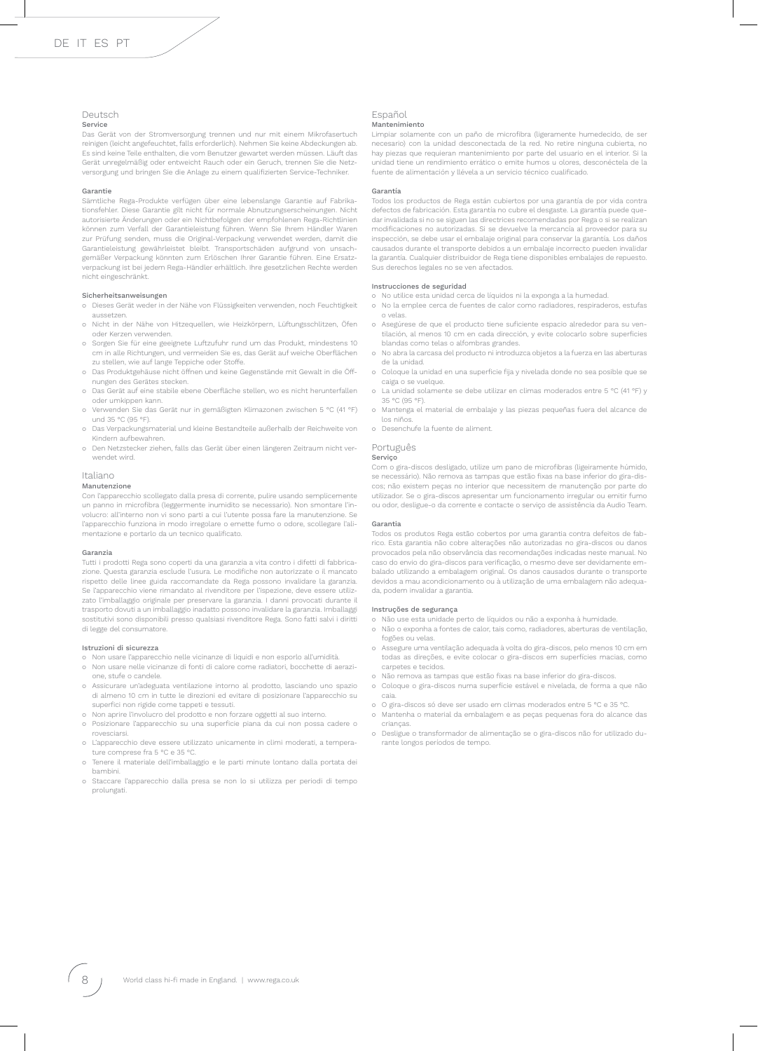DE IT ES PT

# Deutsch

## Service

Das Gerät von der Stromversorgung trennen und nur mit einem Mikrofasertuch reinigen (leicht angefeuchtet, falls erforderlich). Nehmen Sie keine Abdeckungen ab. Es sind keine Teile enthalten, die vom Benutzer gewartet werden müssen. Läuft das Gerät unregelmäßig oder entweicht Rauch oder ein Geruch, trennen Sie die Netzversorgung und bringen Sie die Anlage zu einem qualifizierten Service-Techniker.

## Garantie

Sämtliche Rega-Produkte verfügen über eine lebenslange Garantie auf Fabrikationsfehler. Diese Garantie gilt nicht für normale Abnutzungserscheinungen. Nicht autorisierte Änderungen oder ein Nichtbefolgen der empfohlenen Rega-Richtlinien können zum Verfall der Garantieleistung führen. Wenn Sie Ihrem Händler Waren zur Prüfung senden, muss die Original-Verpackung verwendet werden, damit die Garantieleistung gewährleistet bleibt. Transportschäden aufgrund von unsachgemäßer Verpackung könnten zum Erlöschen Ihrer Garantie führen. Eine Ersatzverpackung ist bei jedem Rega-Händler erhältlich. Ihre gesetzlichen Rechte werden nicht eingeschränkt.

## Sicherheitsanweisungen

- Dieses Gerät weder in der Nähe von Flüssigkeiten verwenden, noch Feuchtigkeit aussetzen.
- Nicht in der Nähe von Hitzequellen, wie Heizkörpern, Lüftungsschlitzen, Öfen oder Kerzen verwenden.
- Sorgen Sie für eine geeignete Luftzufuhr rund um das Produkt, mindestens 10 cm in alle Richtungen, und vermeiden Sie es, das Gerät auf weiche Oberflächen zu stellen, wie auf lange Teppiche oder Stoffe.
- Das Produktgehäuse nicht öffnen und keine Gegenstände mit Gewalt in die Öffnungen des Gerätes stecken.
- Das Gerät auf eine stabile ebene Oberfläche stellen, wo es nicht herunterfallen oder umkippen kann.
- Verwenden Sie das Gerät nur in gemäßigten Klimazonen zwischen 5 °C (41 °F) und 35 °C (95 °F).
- Das Verpackungsmaterial und kleine Bestandteile außerhalb der Reichweite von Kindern aufbewahren.
- Den Netzstecker ziehen, falls das Gerät über einen längeren Zeitraum nicht verwendet wird.

# Italiano

## Manutenzione

Con l'apparecchio scollegato dalla presa di corrente, pulire usando semplicemente un panno in microfibra (leggermente inumidito se necessario). Non smontare l'involucro: all'interno non vi sono parti a cui l'utente possa fare la manutenzione. Se l'apparecchio funziona in modo irregolare o emette fumo o odore, scollegare l'alimentazione e portarlo da un tecnico qualificato.

## Garanzia

Tutti i prodotti Rega sono coperti da una garanzia a vita contro i difetti di fabbricazione. Questa garanzia esclude l'usura. Le modifiche non autorizzate o il mancato rispetto delle linee guida raccomandate da Rega possono invalidare la garanzia. Se l'apparecchio viene rimandato al rivenditore per l'ispezione, deve essere utilizzato l'imballaggio originale per preservare la garanzia. I danni provocati durante il trasporto dovuti a un imballaggio inadatto possono invalidare la garanzia. Imballaggi sostitutivi sono disponibili presso qualsiasi rivenditore Rega. Sono fatti salvi i diritti di legge del consumatore.

## Istruzioni di sicurezza

- Non usare l'apparecchio nelle vicinanze di liquidi e non esporlo all'umidità.
- Non usare nelle vicinanze di fonti di calore come radiatori, bocchette di aerazione, stufe o candele.
- Assicurare un'adeguata ventilazione intorno al prodotto, lasciando uno spazio di almeno 10 cm in tutte le direzioni ed evitare di posizionare l'apparecchio su superfici non rigide come tappeti e tessuti.
- Non aprire l'involucro del prodotto e non forzare oggetti al suo interno.
- Posizionare l'apparecchio su una superficie piana da cui non possa cadere o rovesciarsi.
- L'apparecchio deve essere utilizzato unicamente in climi moderati, a temperature comprese fra 5 °C e 35 °C.
- Tenere il materiale dell'imballaggio e le parti minute lontano dalla portata dei bambini.
- Staccare l'apparecchio dalla presa se non lo si utilizza per periodi di tempo prolungati.

# Español

## Mantenimiento

Limpiar solamente con un paño de microfibra (ligeramente humedecido, de ser necesario) con la unidad desconectada de la red. No retire ninguna cubierta, no hay piezas que requieran mantenimiento por parte del usuario en el interior. Si la unidad tiene un rendimiento errático o emite humos u olores, desconéctela de la fuente de alimentación y llévela a un servicio técnico cualificado.

## Garantía

Todos los productos de Rega están cubiertos por una garantía de por vida contra defectos de fabricación. Esta garantía no cubre el desgaste. La garantía puede quedar invalidada si no se siguen las directrices recomendadas por Rega o si se realizan modificaciones no autorizadas. Si se devuelve la mercancía al proveedor para su inspección, se debe usar el embalaje original para conservar la garantía. Los daños causados durante el transporte debidos a un embalaje incorrecto pueden invalidar la garantía. Cualquier distribuidor de Rega tiene disponibles embalajes de repuesto. Sus derechos legales no se ven afectados.

## Instrucciones de seguridad

- No utilice esta unidad cerca de líquidos ni la exponga a la humedad.
- No la emplee cerca de fuentes de calor como radiadores, respiraderos, estufas o velas.
- Asegúrese de que el producto tiene suficiente espacio alrededor para su ventilación, al menos 10 cm en cada dirección, y evite colocarlo sobre superficies blandas como telas o alfombras grandes.
- No abra la carcasa del producto ni introduzca objetos a la fuerza en las aberturas de la unidad.
- Coloque la unidad en una superficie fija y nivelada donde no sea posible que se caiga o se vuelque.
- La unidad solamente se debe utilizar en climas moderados entre 5 °C (41 °F) y 35 °C (95 °F).
- Mantenga el material de embalaje y las piezas pequeñas fuera del alcance de los niños.
- Desenchufe la fuente de aliment.

# Português

## Serviço

Com o gira-discos desligado, utilize um pano de microfibras (ligeiramente húmido, se necessário). Não remova as tampas que estão fixas na base inferior do gira-discos; não existem peças no interior que necessitem de manutenção por parte do utilizador. Se o gira-discos apresentar um funcionamento irregular ou emitir fumo ou odor, desligue-o da corrente e contacte o serviço de assistência da Audio Team.

## Garantia

Todos os produtos Rega estão cobertos por uma garantia contra defeitos de fabrico. Esta garantia não cobre alterações não autorizadas no gira-discos ou danos provocados pela não observância das recomendações indicadas neste manual. No caso do envio do gira-discos para verificação, o mesmo deve ser devidamente embalado utilizando a embalagem original. Os danos causados durante o transporte devidos a mau acondicionamento ou à utilização de uma embalagem não adequada, podem invalidar a garantia.

## Instruções de segurança

- Não use esta unidade perto de líquidos ou não a exponha à humidade.
- Não a exponha a fontes de calor, tais como, radiadores, aberturas de ventilação, fogões ou velas.
- Assegure uma ventilação adequada à volta do gira-discos, pelo menos 10 cm em todas as direções, e evite colocar o gira-discos em superfícies macias, como carpetes e tecidos.
- Não remova as tampas que estão fixas na base inferior do gira-discos.
- Coloque o gira-discos numa superfície estável e nivelada, de forma a que não caia.
- O gira-discos só deve ser usado em climas moderados entre 5 °C e 35 °C.
- Mantenha o material da embalagem e as peças pequenas fora do alcance das crianças.
- Desligue o transformador de alimentação se o gira-discos não for utilizado durante longos períodos de tempo.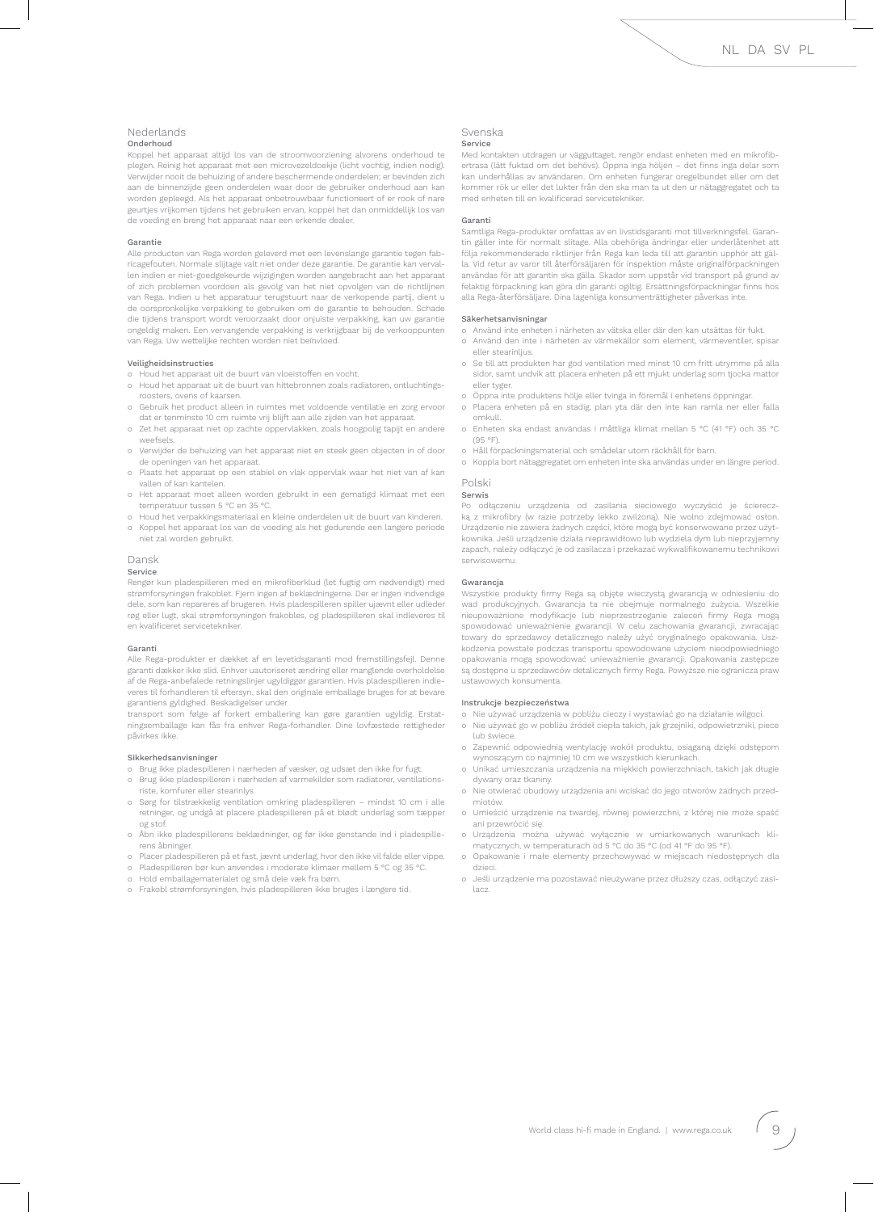## Nederlands

### Onderhoud

Koppel het apparaat altijd los van de stroomvoorziening alvorens onderhoud te plegen. Reinig het apparaat met een microvezeldoekje (licht vochtig, indien nodig). Verwijder nooit de behuizing of andere beschermende onderdelen; er bevinden zich aan de binnenzijde geen onderdelen waar door de gebruiker onderhoud aan kan worden gepleegd. Als het apparaat onbetrouwbaar functioneert of er rook of nare geurtjes vrijkomen tijdens het gebruiken ervan, koppel het dan onmiddellijk los van de voeding en breng het apparaat naar een erkende dealer.

### Garantie

Alle producten van Rega worden geleverd met een levenslange garantie tegen fabricagefouten. Normale slijtage valt niet onder deze garantie. De garantie kan vervallen indien er niet-goedgekeurde wijzigingen worden aangebracht aan het apparaat of zich problemen voordoen als gevolg van het niet opvolgen van de richtlijnen van Rega. Indien u het apparatuur terugstuurt naar de verkopende partij, dient u de oorspronkelijke verpakking te gebruiken om de garantie te behouden. Schade die tijdens transport wordt veroorzaakt door onjuiste verpakking, kan uw garantie ongeldig maken. Een vervangende verpakking is verkrijgbaar bij de verkooppunten van Rega. Uw wettelijke rechten worden niet beïnvloed.

### Veiligheidsinstructies

- Houd het apparaat uit de buurt van vloeistoffen en vocht.
- Houd het apparaat uit de buurt van hittebronnen zoals radiatoren, ontluchtingsroosters, ovens of kaarsen.
- Gebruik het product alleen in ruimtes met voldoende ventilatie en zorg ervoor dat er tenminste 10 cm ruimte vrij blijft aan alle zijden van het apparaat.
- Zet het apparaat niet op zachte oppervlakken, zoals hoogpolig tapijt en andere weefsels.
- Verwijder de behuizing van het apparaat niet en steek geen objecten in of door de openingen van het apparaat.
- Plaats het apparaat op een stabiel en vlak oppervlak waar het niet van af kan vallen of kan kantelen.
- Het apparaat moet alleen worden gebruikt in een gematigd klimaat met een temperatuur tussen 5 °C en 35 °C.
- Houd het verpakkingsmateriaal en kleine onderdelen uit de buurt van kinderen.
- Koppel het apparaat los van de voeding als het gedurende een langere periode niet zal worden gebruikt.

## Dansk

### Service

Rengør kun pladespilleren med en mikrofiberklud (let fugtig om nødvendigt) med strømforsyningen frakoblet. Fjern ingen af beklædningerne. Der er ingen indvendige dele, som kan repareres af brugeren. Hvis pladespilleren spiller ujævnt eller udleder røg eller lugt, skal strømforsyningen frakobles, og pladespilleren skal indleveres til en kvalificeret servicetekniker.

### Garanti

Alle Rega-produkter er dækket af en levetidsgaranti mod fremstillingsfejl. Denne garanti dækker ikke slid. Enhver uautoriseret ændring eller manglende overholdelse af de Rega-anbefalede retningslinjer ugyldiggør garantien. Hvis pladespilleren indleveres til forhandleren til eftersyn, skal den originale emballage bruges for at bevare garantiens gyldighed. Beskadigelser under transport som følge af forkert emballering kan gøre garantien ugyldig. Erstatningsemballage kan fås fra enhver Rega-forhandler. Dine lovfæstede rettigheder påvirkes ikke.

### Sikkerhedsanvisninger

- Brug ikke pladespilleren i nærheden af væsker, og udsæt den ikke for fugt.
- Brug ikke pladespilleren i nærheden af varmekilder som radiatorer, ventilationsriste, komfurer eller stearinlys.
- Sørg for tilstrækkelig ventilation omkring pladespilleren – mindst 10 cm i alle retninger, og undgå at placere pladespilleren på et blødt underlag som tæpper og stof.
- Åbn ikke pladespillerens beklædninger, og før ikke genstande ind i pladespillerens åbninger.
- Placer pladespilleren på et fast, jævnt underlag, hvor den ikke vil falde eller vippe.
- Pladespilleren bør kun anvendes i moderate klimaer mellem 5 °C og 35 °C.
- Hold emballagematerialet og små dele væk fra børn.
- Frakobl strømforsyningen, hvis pladespilleren ikke bruges i længere tid.

## Svenska

### Service

Med kontakten utdragen ur vägguttaget, rengör endast enheten med en mikrofibertrasa (lätt fuktad om det behövs). Öppna inga höljen – det finns inga delar som kan underhållas av användaren. Om enheten fungerar oregelbundet eller om det kommer rök ur eller det lukter från den ska man ta ut den ur nätaggregatet och ta med enheten till en kvalificerad servicetekniker.

### Garanti

Samtliga Rega-produkter omfattas av en livstidsgaranti mot tillverkningsfel. Garantin gäller inte för normalt slitage. Alla obehöriga ändringar eller underlåtenhet att följa rekommenderade riktlinjer från Rega kan leda till att garantin upphör att gälla. Vid retur av varor till återförsäljaren för inspektion måste originalförpackningen användas för att garantin ska gälla. Skador som uppstår vid transport på grund av felaktig förpackning kan göra din garanti ogiltig. Ersättningsförpackningar finns hos alla Rega-återförsäljare. Dina lagenliga konsumenträttigheter påverkas inte.

### Säkerhetsanvisningar

- Använd inte enheten i närheten av vätska eller där den kan utsättas för fukt.
- Använd den inte i närheten av värmekällor som element, värmeventiler, spisar eller stearinljus.
- Se till att produkten har god ventilation med minst 10 cm fritt utrymme på alla sidor, samt undvik att placera enheten på ett mjukt underlag som tjocka mattor eller tyger.
- Öppna inte produktens hölje eller tvinga in föremål i enhetens öppningar.
- Placera enheten på en stadig, plan yta där den inte kan ramla ner eller falla omkull.
- Enheten ska endast användas i måttliga klimat mellan 5 °C (41 °F) och 35 °C (95 °F).
- Håll förpackningsmaterial och smådelar utom räckhåll för barn.
- Koppla bort nätaggregatet om enheten inte ska användas under en längre period.

## Polski

### Serwis

Po odłączeniu urządzenia od zasilania sieciowego wyczyścić je ściereczką z mikrofibry (w razie potrzeby lekko zwilżoną). Nie wolno zdejmować osłon. Urządzenie nie zawiera żadnych części, które mogą być konserwowane przez użytkownika. Jeśli urządzenie działa nieprawidłowo lub wydziela dym lub nieprzyjemny zapach, należy odłączyć je od zasilacza i przekazać wykwalifikowanemu technikowi serwisowemu.

### Gwarancja

Wszystkie produkty firmy Rega są objęte wieczystą gwarancją w odniesieniu do wad produkcyjnych. Gwarancja ta nie obejmuje normalnego zużycia. Wszelkie nieupoważnione modyfikacje lub nieprzestrzeganie zaleceń firmy Rega mogą spowodować unieważnienie gwarancji. W celu zachowania gwarancji, zwracając towary do sprzedawcy detalicznego należy użyć oryginalnego opakowania. Uszkodzenia powstałe podczas transportu spowodowane użyciem nieodpowiedniego opakowania mogą spowodować unieważnienie gwarancji. Opakowania zastępcze są dostępne u sprzedawców detalicznych firmy Rega. Powyższe nie ogranicza praw ustawowych konsumenta.

### Instrukcje bezpieczeństwa

- Nie używać urządzenia w pobliżu cieczy i wystawiać go na działanie wilgoci.
- Nie używać go w pobliżu źródeł ciepła takich, jak grzejniki, odpowietrzniki, piece lub świece.
- Zapewnić odpowiednią wentylację wokół produktu, osiąganą dzięki odstępom wynoszącym co najmniej 10 cm we wszystkich kierunkach.
- Unikać umieszczania urządzenia na miękkich powierzchniach, takich jak długie dywany oraz tkaniny.
- Nie otwierać obudowy urządzenia ani wciskać do jego otworów żadnych przedmiotów.
- Umieścić urządzenie na twardej, równej powierzchni, z której nie może spaść ani przewrócić się.
- Urządzenia można używać wyłącznie w umiarkowanych warunkach klimatycznych, w temperaturach od 5 °C do 35 °C (od 41 °F do 95 °F).
- Opakowanie i małe elementy przechowywać w miejscach niedostępnych dla dzieci.
- Jeśli urządzenie ma pozostawać nieużywane przez dłuższy czas, odłączyć zasilacz.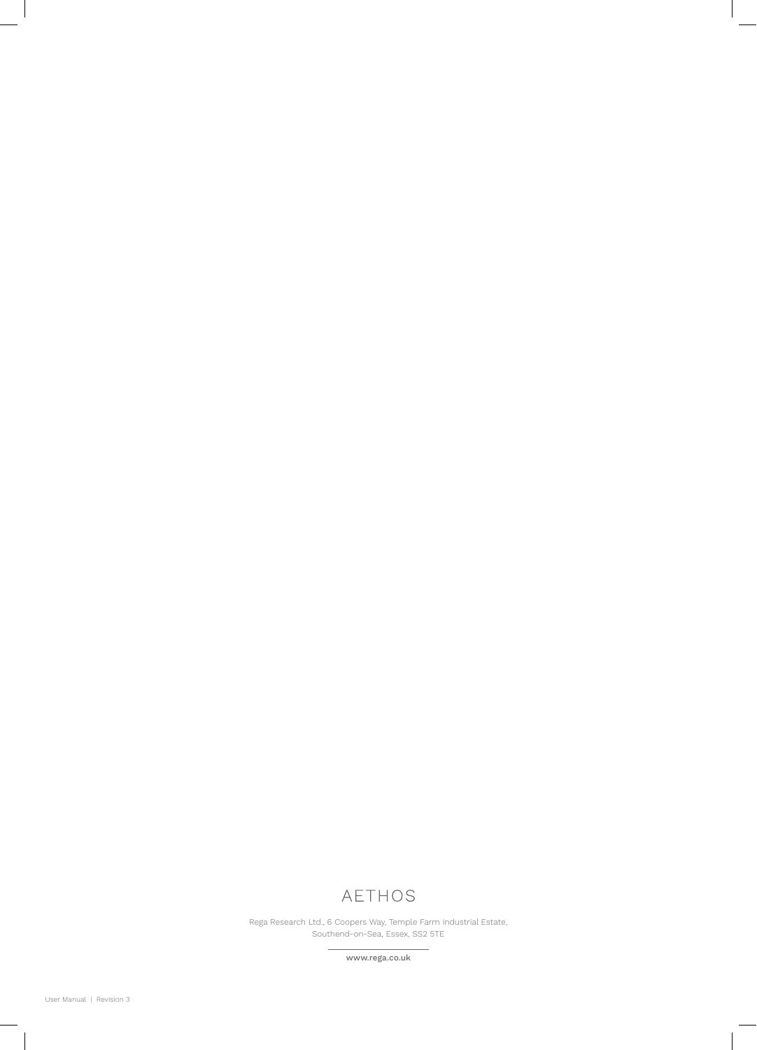AETHOS

Rega Research Ltd., 6 Coopers Way, Temple Farm Industrial Estate,
Southend-on-Sea, Essex, SS2 5TE

www.rega.co.uk

User Manual | Revision 3